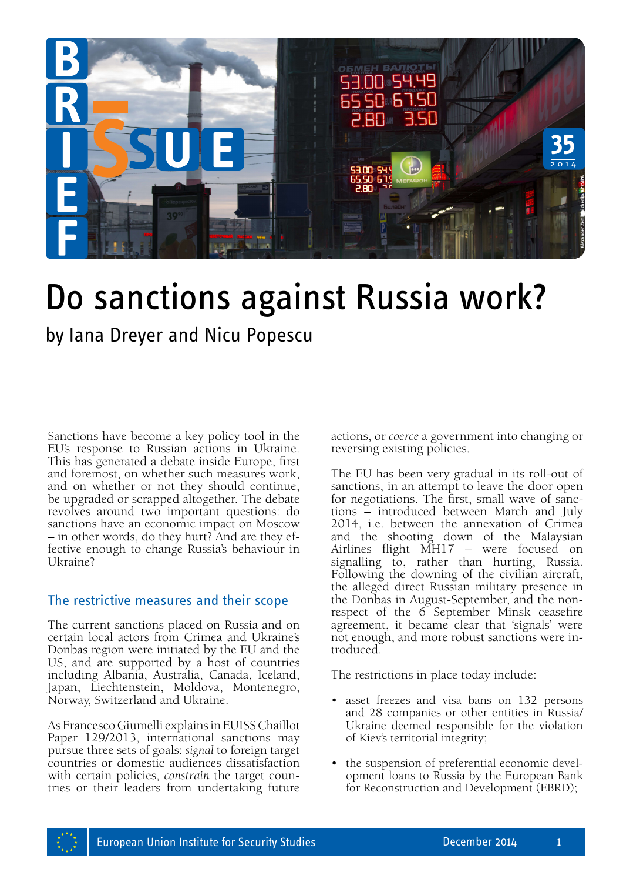# Do sanctions against Russia work?

by Iana Dreyer and Nicu Popescu

Sanctions have become a key policy tool in the EU's response to Russian actions in Ukraine. This has generated a debate inside Europe, first and foremost, on whether such measures work, and on whether or not they should continue, be upgraded or scrapped altogether. The debate revolves around two important questions: do sanctions have an economic impact on Moscow – in other words, do they hurt? And are they effective enough to change Russia's behaviour in Ukraine?

## The restrictive measures and their scope

The current sanctions placed on Russia and on certain local actors from Crimea and Ukraine's Donbas region were initiated by the EU and the US, and are supported by a host of countries including Albania, Australia, Canada, Iceland, Japan, Liechtenstein, Moldova, Montenegro, Norway, Switzerland and Ukraine.

As Francesco Giumelli explains in EUISS Chaillot Paper 129/2013, international sanctions may pursue three sets of goals: *signal* to foreign target countries or domestic audiences dissatisfaction with certain policies, *constrain* the target countries or their leaders from undertaking future actions, or *coerce* a government into changing or reversing existing policies.

The EU has been very gradual in its roll-out of sanctions, in an attempt to leave the door open for negotiations. The first, small wave of sanctions – introduced between March and July 2014, i.e. between the annexation of Crimea and the shooting down of the Malaysian Airlines flight MH17 – were focused on signalling to, rather than hurting, Russia. Following the downing of the civilian aircraft, the alleged direct Russian military presence in the Donbas in August-September, and the non-respect of the 6 September Minsk ceasefire agreement, it became clear that 'signals' were not enough, and more robust sanctions were introduced.

The restrictions in place today include:

- asset freezes and visa bans on 132 persons and 28 companies or other entities in Russia/Ukraine deemed responsible for the violation of Kiev's territorial integrity;
- the suspension of preferential economic development loans to Russia by the European Bank for Reconstruction and Development (EBRD);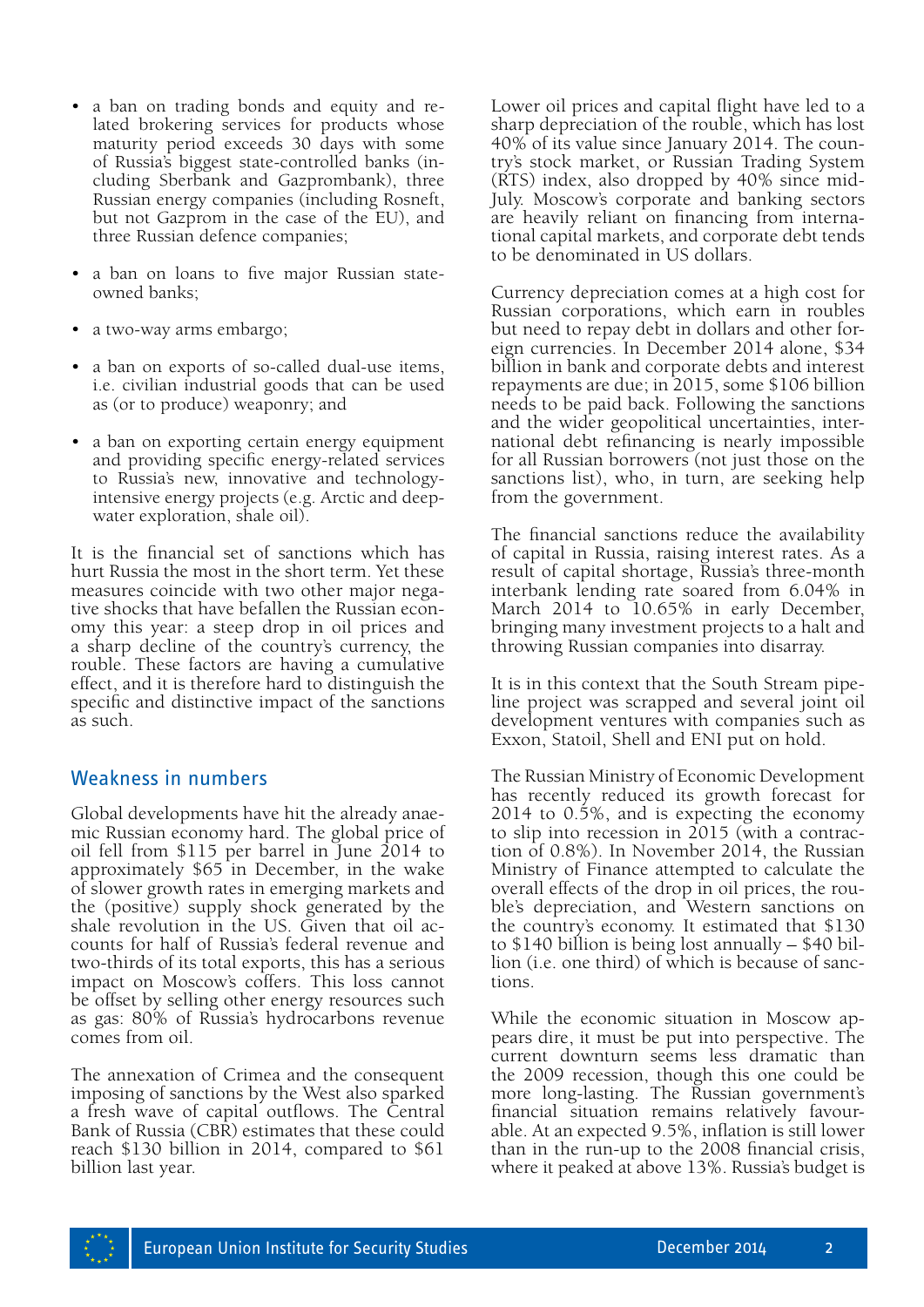- a ban on trading bonds and equity and related brokering services for products whose maturity period exceeds 30 days with some of Russia's biggest state-controlled banks (including Sberbank and Gazprombank), three Russian energy companies (including Rosneft, but not Gazprom in the case of the EU), and three Russian defence companies;
- a ban on loans to five major Russian state-owned banks;
- a two-way arms embargo;
- a ban on exports of so-called dual-use items, i.e. civilian industrial goods that can be used as (or to produce) weaponry; and
- a ban on exporting certain energy equipment and providing specific energy-related services to Russia's new, innovative and technology-intensive energy projects (e.g. Arctic and deep-water exploration, shale oil).

It is the financial set of sanctions which has hurt Russia the most in the short term. Yet these measures coincide with two other major negative shocks that have befallen the Russian economy this year: a steep drop in oil prices and a sharp decline of the country's currency, the rouble. These factors are having a cumulative effect, and it is therefore hard to distinguish the specific and distinctive impact of the sanctions as such.

## Weakness in numbers

Global developments have hit the already anaemic Russian economy hard. The global price of oil fell from $115 per barrel in June 2014 to approximately $65 in December, in the wake of slower growth rates in emerging markets and the (positive) supply shock generated by the shale revolution in the US. Given that oil accounts for half of Russia's federal revenue and two-thirds of its total exports, this has a serious impact on Moscow's coffers. This loss cannot be offset by selling other energy resources such as gas: 80% of Russia's hydrocarbons revenue comes from oil.

The annexation of Crimea and the consequent imposing of sanctions by the West also sparked a fresh wave of capital outflows. The Central Bank of Russia (CBR) estimates that these could reach $130 billion in 2014, compared to $61 billion last year.

Lower oil prices and capital flight have led to a sharp depreciation of the rouble, which has lost 40% of its value since January 2014. The country's stock market, or Russian Trading System (RTS) index, also dropped by 40% since mid-July. Moscow's corporate and banking sectors are heavily reliant on financing from international capital markets, and corporate debt tends to be denominated in US dollars.

Currency depreciation comes at a high cost for Russian corporations, which earn in roubles but need to repay debt in dollars and other foreign currencies. In December 2014 alone, $34 billion in bank and corporate debts and interest repayments are due; in 2015, some $106 billion needs to be paid back. Following the sanctions and the wider geopolitical uncertainties, international debt refinancing is nearly impossible for all Russian borrowers (not just those on the sanctions list), who, in turn, are seeking help from the government.

The financial sanctions reduce the availability of capital in Russia, raising interest rates. As a result of capital shortage, Russia's three-month interbank lending rate soared from 6.04% in March 2014 to 10.65% in early December, bringing many investment projects to a halt and throwing Russian companies into disarray.

It is in this context that the South Stream pipeline project was scrapped and several joint oil development ventures with companies such as Exxon, Statoil, Shell and ENI put on hold.

The Russian Ministry of Economic Development has recently reduced its growth forecast for 2014 to 0.5%, and is expecting the economy to slip into recession in 2015 (with a contraction of 0.8%). In November 2014, the Russian Ministry of Finance attempted to calculate the overall effects of the drop in oil prices, the rouble's depreciation, and Western sanctions on the country's economy. It estimated that $130 to $140 billion is being lost annually – $40 billion (i.e. one third) of which is because of sanctions.

While the economic situation in Moscow appears dire, it must be put into perspective. The current downturn seems less dramatic than the 2009 recession, though this one could be more long-lasting. The Russian government's financial situation remains relatively favourable. At an expected 9.5%, inflation is still lower than in the run-up to the 2008 financial crisis, where it peaked at above 13%. Russia's budget is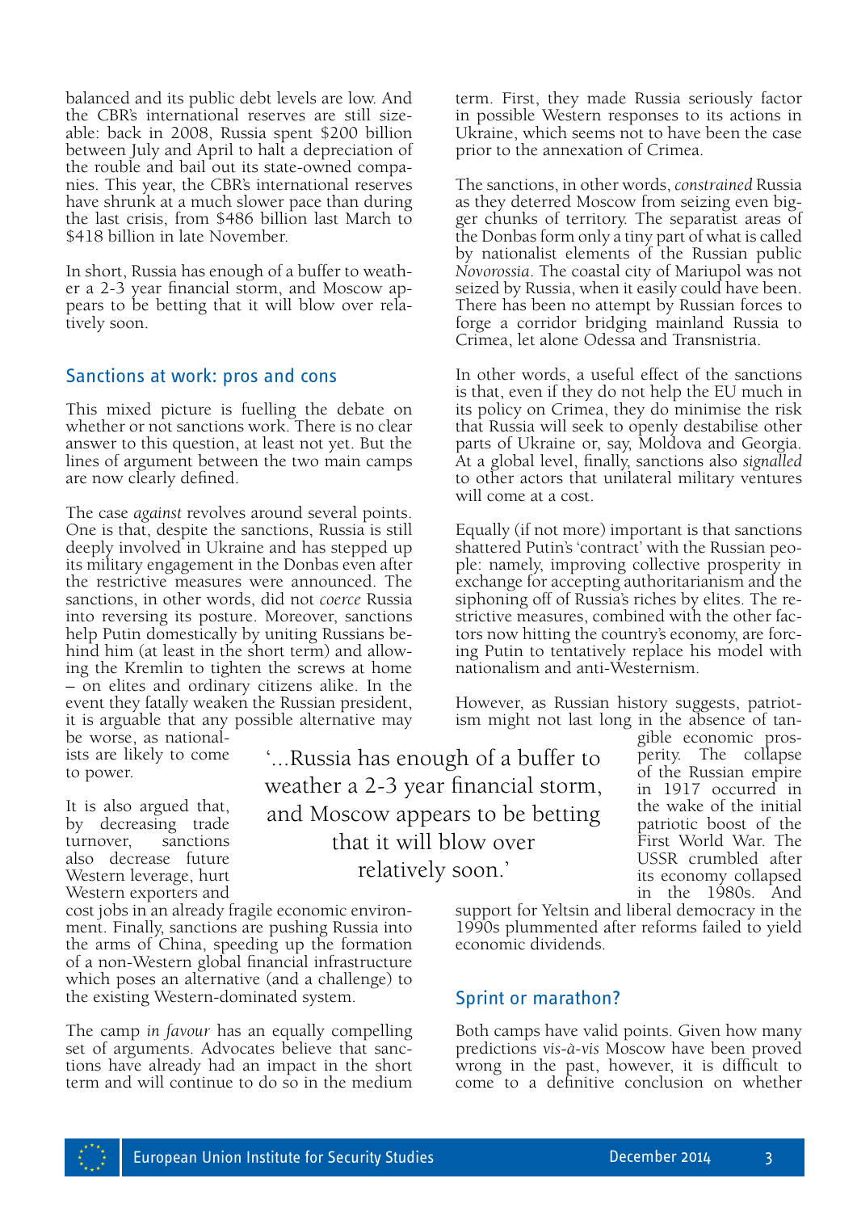balanced and its public debt levels are low. And the CBR's international reserves are still sizeable: back in 2008, Russia spent $200 billion between July and April to halt a depreciation of the rouble and bail out its state-owned companies. This year, the CBR's international reserves have shrunk at a much slower pace than during the last crisis, from $486 billion last March to $418 billion in late November.

In short, Russia has enough of a buffer to weather a 2-3 year financial storm, and Moscow appears to be betting that it will blow over relatively soon.

## Sanctions at work: pros and cons

This mixed picture is fuelling the debate on whether or not sanctions work. There is no clear answer to this question, at least not yet. But the lines of argument between the two main camps are now clearly defined.

The case *against* revolves around several points. One is that, despite the sanctions, Russia is still deeply involved in Ukraine and has stepped up its military engagement in the Donbas even after the restrictive measures were announced. The sanctions, in other words, did not *coerce* Russia into reversing its posture. Moreover, sanctions help Putin domestically by uniting Russians behind him (at least in the short term) and allowing the Kremlin to tighten the screws at home – on elites and ordinary citizens alike. In the event they fatally weaken the Russian president, it is arguable that any possible alternative may be worse, as nationalists are likely to come to power.

It is also argued that, by decreasing trade turnover, sanctions also decrease future Western leverage, hurt Western exporters and cost jobs in an already fragile economic environment. Finally, sanctions are pushing Russia into the arms of China, speeding up the formation of a non-Western global financial infrastructure which poses an alternative (and a challenge) to the existing Western-dominated system.

The camp *in favour* has an equally compelling set of arguments. Advocates believe that sanctions have already had an impact in the short term and will continue to do so in the medium term. First, they made Russia seriously factor in possible Western responses to its actions in Ukraine, which seems not to have been the case prior to the annexation of Crimea.

> '...Russia has enough of a buffer to weather a 2-3 year financial storm, and Moscow appears to be betting that it will blow over relatively soon.'

The sanctions, in other words, *constrained* Russia as they deterred Moscow from seizing even bigger chunks of territory. The separatist areas of the Donbas form only a tiny part of what is called by nationalist elements of the Russian public *Novorossia*. The coastal city of Mariupol was not seized by Russia, when it easily could have been. There has been no attempt by Russian forces to forge a corridor bridging mainland Russia to Crimea, let alone Odessa and Transnistria.

In other words, a useful effect of the sanctions is that, even if they do not help the EU much in its policy on Crimea, they do minimise the risk that Russia will seek to openly destabilise other parts of Ukraine or, say, Moldova and Georgia. At a global level, finally, sanctions also *signalled* to other actors that unilateral military ventures will come at a cost.

Equally (if not more) important is that sanctions shattered Putin's 'contract' with the Russian people: namely, improving collective prosperity in exchange for accepting authoritarianism and the siphoning off of Russia's riches by elites. The restrictive measures, combined with the other factors now hitting the country's economy, are forcing Putin to tentatively replace his model with nationalism and anti-Westernism.

However, as Russian history suggests, patriotism might not last long in the absence of tangible economic prosperity. The collapse of the Russian empire in 1917 occurred in the wake of the initial patriotic boost of the First World War. The USSR crumbled after its economy collapsed in the 1980s. And support for Yeltsin and liberal democracy in the 1990s plummented after reforms failed to yield economic dividends.

## Sprint or marathon?

Both camps have valid points. Given how many predictions *vis-à-vis* Moscow have been proved wrong in the past, however, it is difficult to come to a definitive conclusion on whether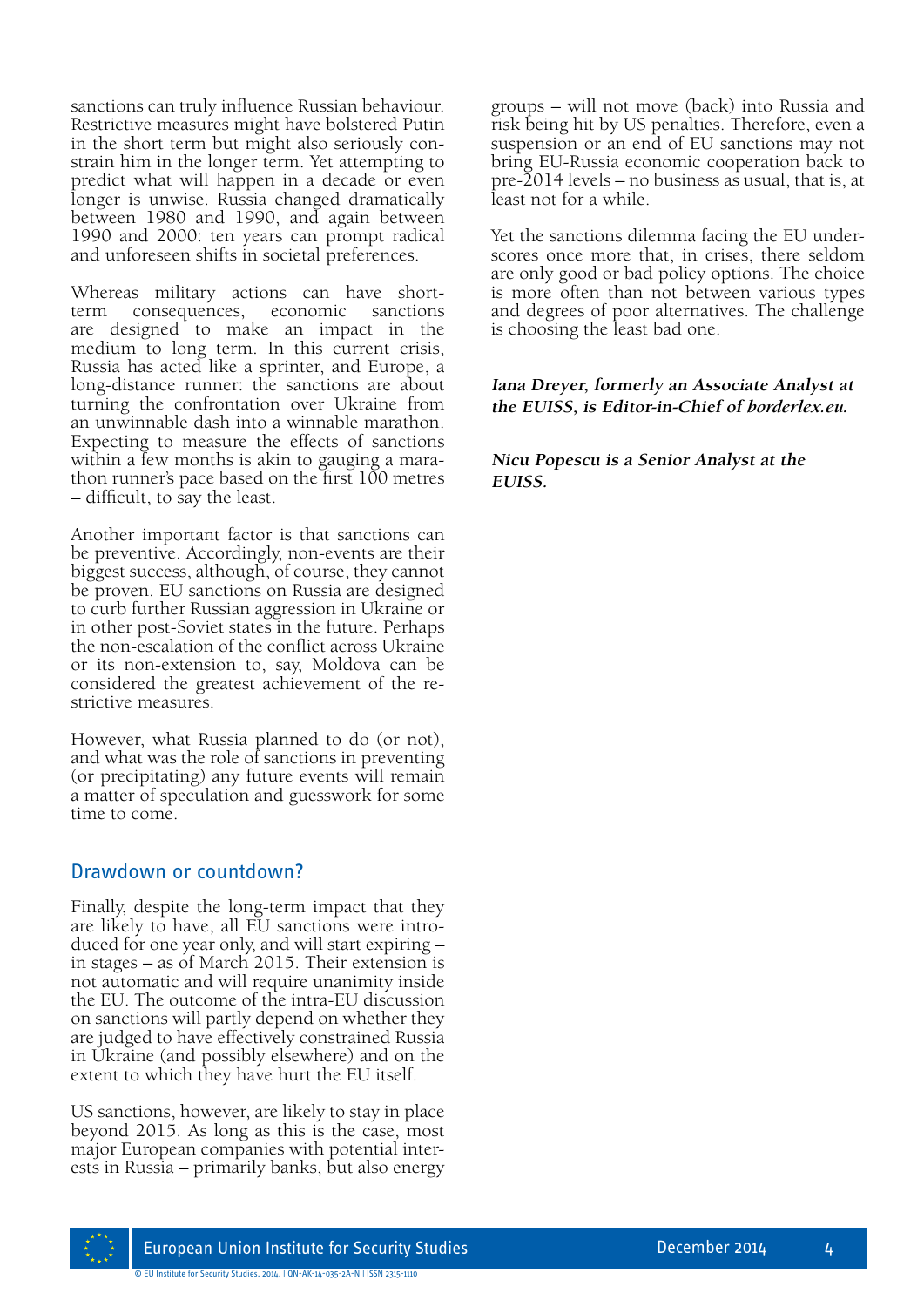sanctions can truly influence Russian behaviour. Restrictive measures might have bolstered Putin in the short term but might also seriously constrain him in the longer term. Yet attempting to predict what will happen in a decade or even longer is unwise. Russia changed dramatically between 1980 and 1990, and again between 1990 and 2000: ten years can prompt radical and unforeseen shifts in societal preferences.

Whereas military actions can have short-term consequences, economic sanctions are designed to make an impact in the medium to long term. In this current crisis, Russia has acted like a sprinter, and Europe, a long-distance runner: the sanctions are about turning the confrontation over Ukraine from an unwinnable dash into a winnable marathon. Expecting to measure the effects of sanctions within a few months is akin to gauging a marathon runner's pace based on the first 100 metres – difficult, to say the least.

Another important factor is that sanctions can be preventive. Accordingly, non-events are their biggest success, although, of course, they cannot be proven. EU sanctions on Russia are designed to curb further Russian aggression in Ukraine or in other post-Soviet states in the future. Perhaps the non-escalation of the conflict across Ukraine or its non-extension to, say, Moldova can be considered the greatest achievement of the restrictive measures.

However, what Russia planned to do (or not), and what was the role of sanctions in preventing (or precipitating) any future events will remain a matter of speculation and guesswork for some time to come.

## Drawdown or countdown?

Finally, despite the long-term impact that they are likely to have, all EU sanctions were introduced for one year only, and will start expiring – in stages – as of March 2015. Their extension is not automatic and will require unanimity inside the EU. The outcome of the intra-EU discussion on sanctions will partly depend on whether they are judged to have effectively constrained Russia in Ukraine (and possibly elsewhere) and on the extent to which they have hurt the EU itself.

US sanctions, however, are likely to stay in place beyond 2015. As long as this is the case, most major European companies with potential interests in Russia – primarily banks, but also energy groups – will not move (back) into Russia and risk being hit by US penalties. Therefore, even a suspension or an end of EU sanctions may not bring EU-Russia economic cooperation back to pre-2014 levels – no business as usual, that is, at least not for a while.

Yet the sanctions dilemma facing the EU underscores once more that, in crises, there seldom are only good or bad policy options. The choice is more often than not between various types and degrees of poor alternatives. The challenge is choosing the least bad one.

***Iana Dreyer, formerly an Associate Analyst at the EUISS, is Editor-in-Chief of borderlex.eu.***

***Nicu Popescu is a Senior Analyst at the EUISS.***

© EU Institute for Security Studies, 2014. | QN-AK-14-035-2A-N | ISSN 2315-1110